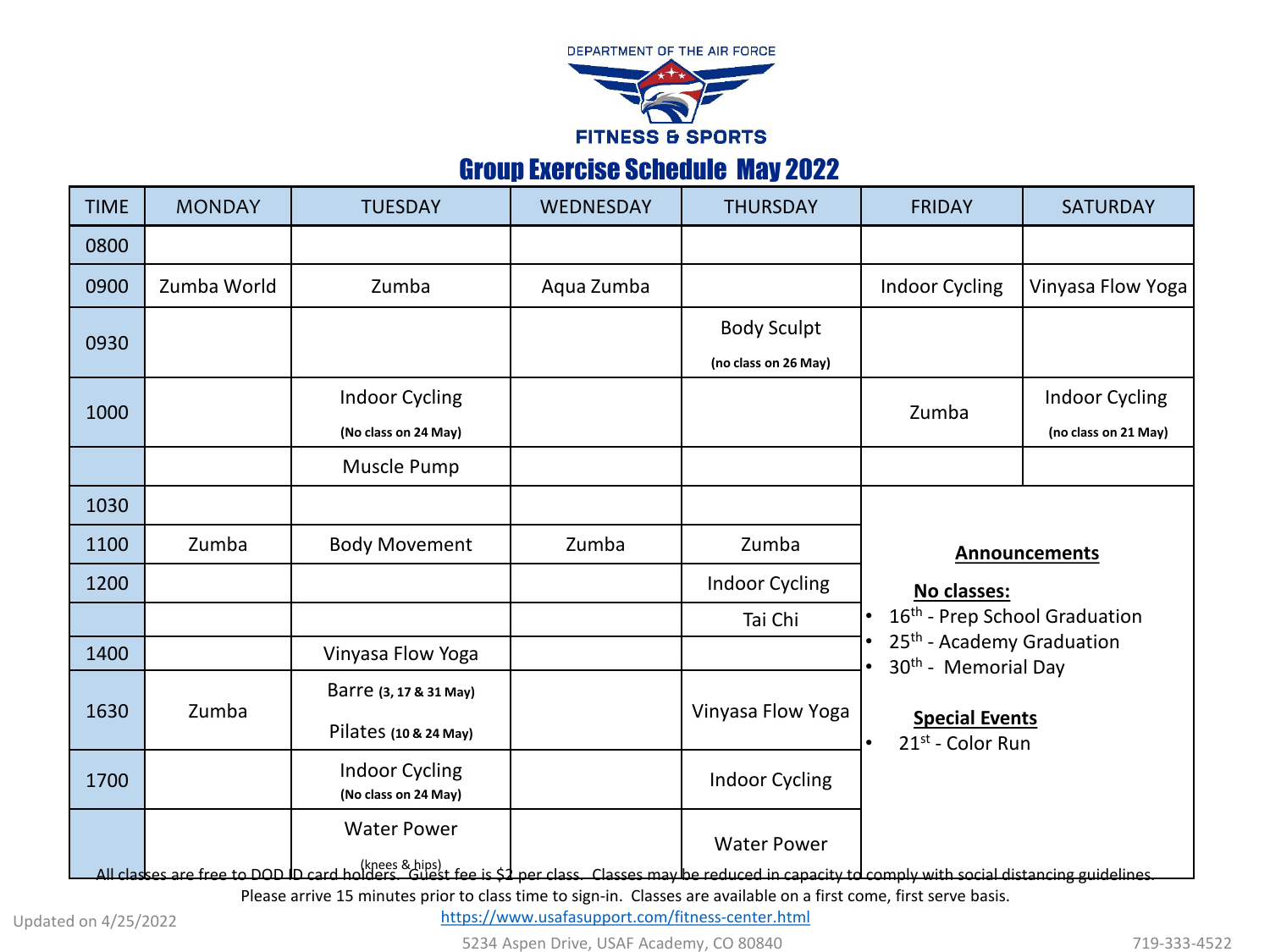DEPARTMENT OF THE AIR FORCE

FITNESS & SPORTS

# Group Exercise Schedule May 2022

| TIME | MONDAY | TUESDAY | WEDNESDAY | THURSDAY | FRIDAY | SATURDAY |
|---|---|---|---|---|---|---|
| 0800 | | | | | | |
| 0900 | Zumba World | Zumba | Aqua Zumba | | Indoor Cycling | Vinyasa Flow Yoga |
| 0930 | | | | Body Sculpt **(no class on 26 May)** | | |
| 1000 | | Indoor Cycling **(No class on 24 May)** | | | Zumba | Indoor Cycling **(no class on 21 May)** |
| | | Muscle Pump | | | | |
| 1030 | | | | | | |
| 1100 | Zumba | Body Movement | Zumba | Zumba | | |
| 1200 | | | | Indoor Cycling | | |
| | | | | Tai Chi | | |
| 1400 | | Vinyasa Flow Yoga | | | | |
| 1630 | Zumba | Barre **(3, 17 & 31 May)** Pilates **(10 & 24 May)** | | Vinyasa Flow Yoga | | |
| 1700 | | Indoor Cycling **(No class on 24 May)** | | Indoor Cycling | | |
| | | Water Power (knees & hips) | | Water Power | | |

## Announcements

**No classes:**

- 16th - Prep School Graduation
- 25th - Academy Graduation
- 30th - Memorial Day

**Special Events**

- 21st - Color Run

All classes are free to DOD ID card holders. Guest fee is $2 per class. Classes may be reduced in capacity to comply with social distancing guidelines. Please arrive 15 minutes prior to class time to sign-in. Classes are available on a first come, first serve basis.

Updated on 4/25/2022

https://www.usafasupport.com/fitness-center.html

5234 Aspen Drive, USAF Academy, CO 80840

719-333-4522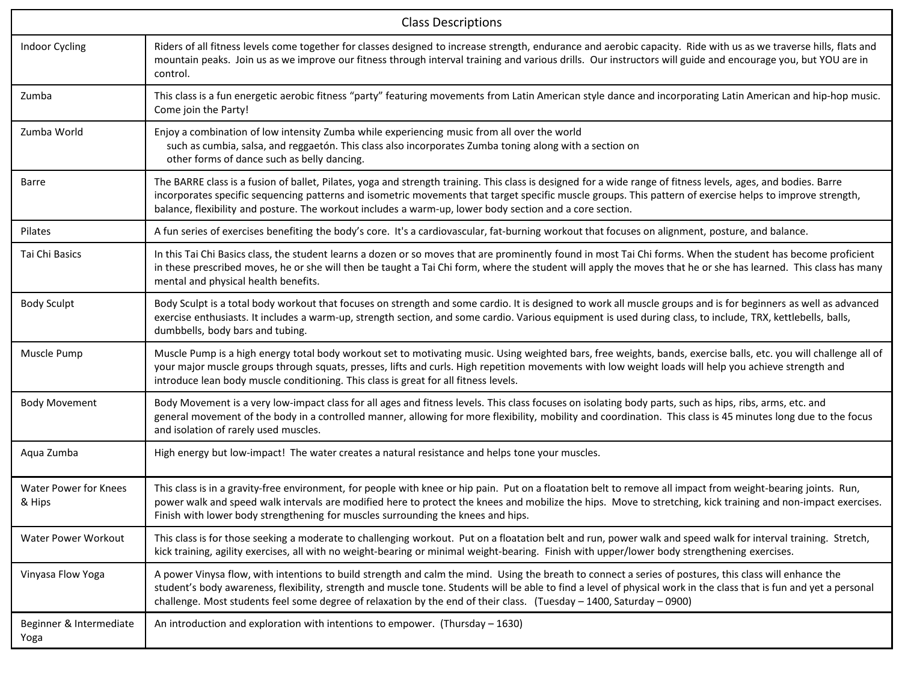| Class Descriptions | |
|---|---|
| Indoor Cycling | Riders of all fitness levels come together for classes designed to increase strength, endurance and aerobic capacity. Ride with us as we traverse hills, flats and mountain peaks. Join us as we improve our fitness through interval training and various drills. Our instructors will guide and encourage you, but YOU are in control. |
| Zumba | This class is a fun energetic aerobic fitness "party" featuring movements from Latin American style dance and incorporating Latin American and hip-hop music. Come join the Party! |
| Zumba World | Enjoy a combination of low intensity Zumba while experiencing music from all over the world such as cumbia, salsa, and reggaetón. This class also incorporates Zumba toning along with a section on other forms of dance such as belly dancing. |
| Barre | The BARRE class is a fusion of ballet, Pilates, yoga and strength training. This class is designed for a wide range of fitness levels, ages, and bodies. Barre incorporates specific sequencing patterns and isometric movements that target specific muscle groups. This pattern of exercise helps to improve strength, balance, flexibility and posture. The workout includes a warm-up, lower body section and a core section. |
| Pilates | A fun series of exercises benefiting the body's core. It's a cardiovascular, fat-burning workout that focuses on alignment, posture, and balance. |
| Tai Chi Basics | In this Tai Chi Basics class, the student learns a dozen or so moves that are prominently found in most Tai Chi forms. When the student has become proficient in these prescribed moves, he or she will then be taught a Tai Chi form, where the student will apply the moves that he or she has learned. This class has many mental and physical health benefits. |
| Body Sculpt | Body Sculpt is a total body workout that focuses on strength and some cardio. It is designed to work all muscle groups and is for beginners as well as advanced exercise enthusiasts. It includes a warm-up, strength section, and some cardio. Various equipment is used during class, to include, TRX, kettlebells, balls, dumbbells, body bars and tubing. |
| Muscle Pump | Muscle Pump is a high energy total body workout set to motivating music. Using weighted bars, free weights, bands, exercise balls, etc. you will challenge all of your major muscle groups through squats, presses, lifts and curls. High repetition movements with low weight loads will help you achieve strength and introduce lean body muscle conditioning. This class is great for all fitness levels. |
| Body Movement | Body Movement is a very low-impact class for all ages and fitness levels. This class focuses on isolating body parts, such as hips, ribs, arms, etc. and general movement of the body in a controlled manner, allowing for more flexibility, mobility and coordination. This class is 45 minutes long due to the focus and isolation of rarely used muscles. |
| Aqua Zumba | High energy but low-impact! The water creates a natural resistance and helps tone your muscles. |
| Water Power for Knees & Hips | This class is in a gravity-free environment, for people with knee or hip pain. Put on a floatation belt to remove all impact from weight-bearing joints. Run, power walk and speed walk intervals are modified here to protect the knees and mobilize the hips. Move to stretching, kick training and non-impact exercises. Finish with lower body strengthening for muscles surrounding the knees and hips. |
| Water Power Workout | This class is for those seeking a moderate to challenging workout. Put on a floatation belt and run, power walk and speed walk for interval training. Stretch, kick training, agility exercises, all with no weight-bearing or minimal weight-bearing. Finish with upper/lower body strengthening exercises. |
| Vinyasa Flow Yoga | A power Vinysa flow, with intentions to build strength and calm the mind. Using the breath to connect a series of postures, this class will enhance the student's body awareness, flexibility, strength and muscle tone. Students will be able to find a level of physical work in the class that is fun and yet a personal challenge. Most students feel some degree of relaxation by the end of their class. (Tuesday – 1400, Saturday – 0900) |
| Beginner & Intermediate Yoga | An introduction and exploration with intentions to empower. (Thursday – 1630) |